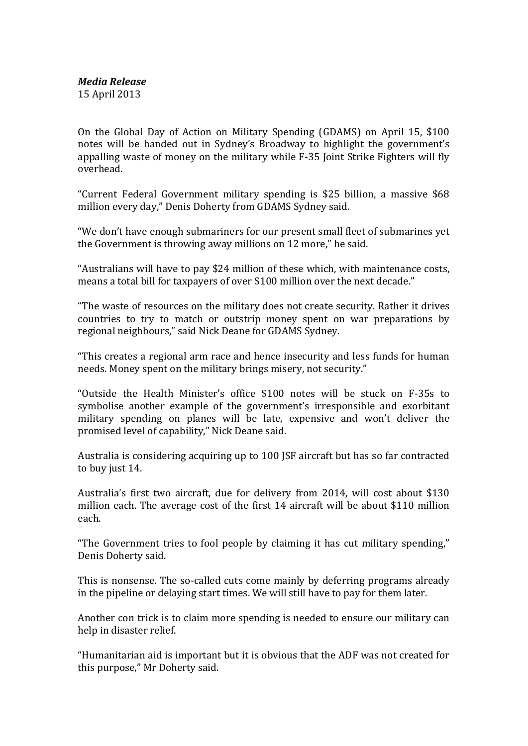***Media Release***
15 April 2013

On the Global Day of Action on Military Spending (GDAMS) on April 15, $100 notes will be handed out in Sydney's Broadway to highlight the government's appalling waste of money on the military while F-35 Joint Strike Fighters will fly overhead.

"Current Federal Government military spending is $25 billion, a massive $68 million every day," Denis Doherty from GDAMS Sydney said.

"We don't have enough submariners for our present small fleet of submarines yet the Government is throwing away millions on 12 more," he said.

"Australians will have to pay $24 million of these which, with maintenance costs, means a total bill for taxpayers of over $100 million over the next decade."

"The waste of resources on the military does not create security. Rather it drives countries to try to match or outstrip money spent on war preparations by regional neighbours," said Nick Deane for GDAMS Sydney.

"This creates a regional arm race and hence insecurity and less funds for human needs. Money spent on the military brings misery, not security."

"Outside the Health Minister's office $100 notes will be stuck on F-35s to symbolise another example of the government's irresponsible and exorbitant military spending on planes will be late, expensive and won't deliver the promised level of capability," Nick Deane said.

Australia is considering acquiring up to 100 JSF aircraft but has so far contracted to buy just 14.

Australia's first two aircraft, due for delivery from 2014, will cost about $130 million each. The average cost of the first 14 aircraft will be about $110 million each.

"The Government tries to fool people by claiming it has cut military spending," Denis Doherty said.

This is nonsense. The so-called cuts come mainly by deferring programs already in the pipeline or delaying start times. We will still have to pay for them later.

Another con trick is to claim more spending is needed to ensure our military can help in disaster relief.

"Humanitarian aid is important but it is obvious that the ADF was not created for this purpose," Mr Doherty said.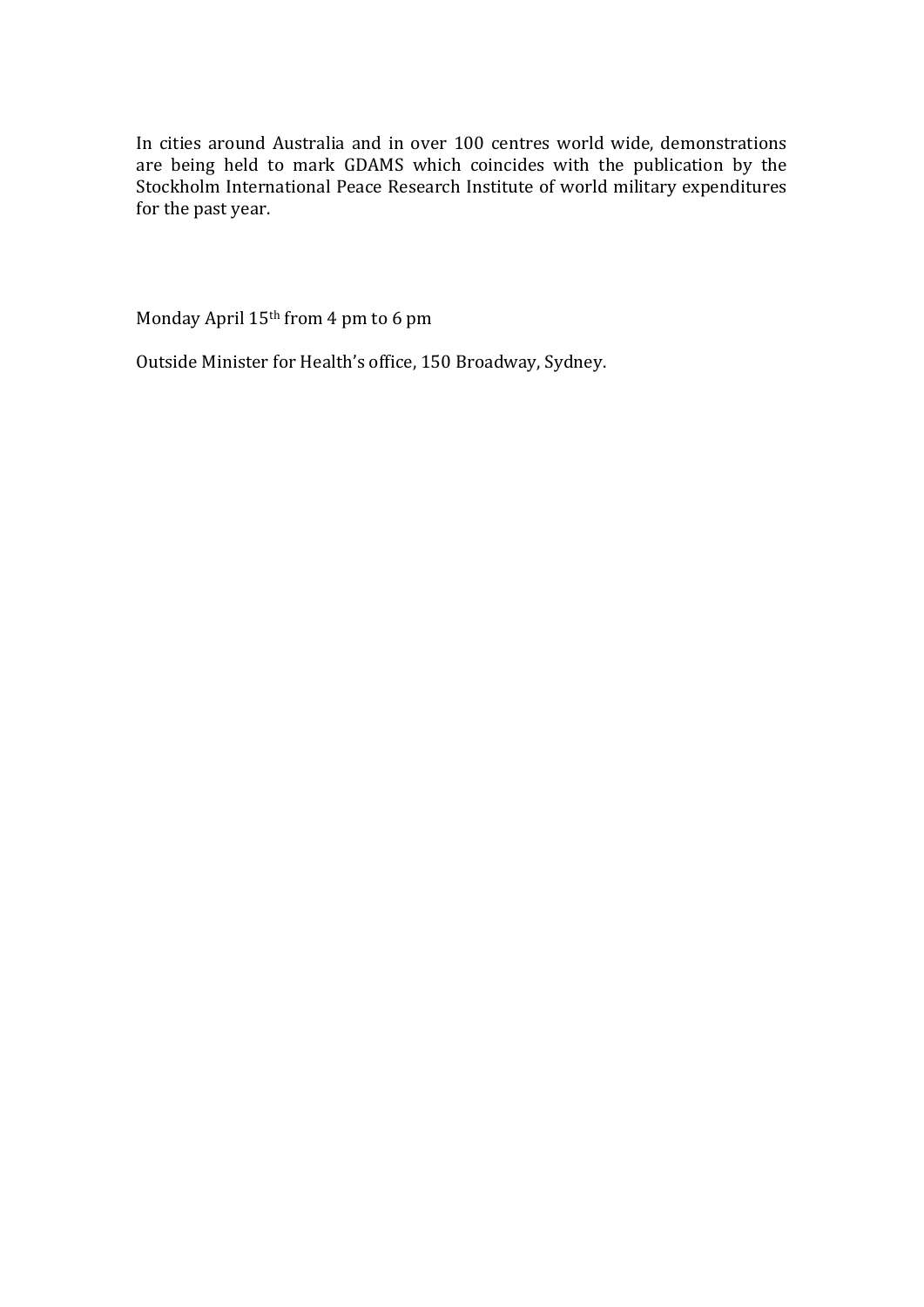In cities around Australia and in over 100 centres world wide, demonstrations are being held to mark GDAMS which coincides with the publication by the Stockholm International Peace Research Institute of world military expenditures for the past year.

Monday April 15th from 4 pm to 6 pm

Outside Minister for Health's office, 150 Broadway, Sydney.